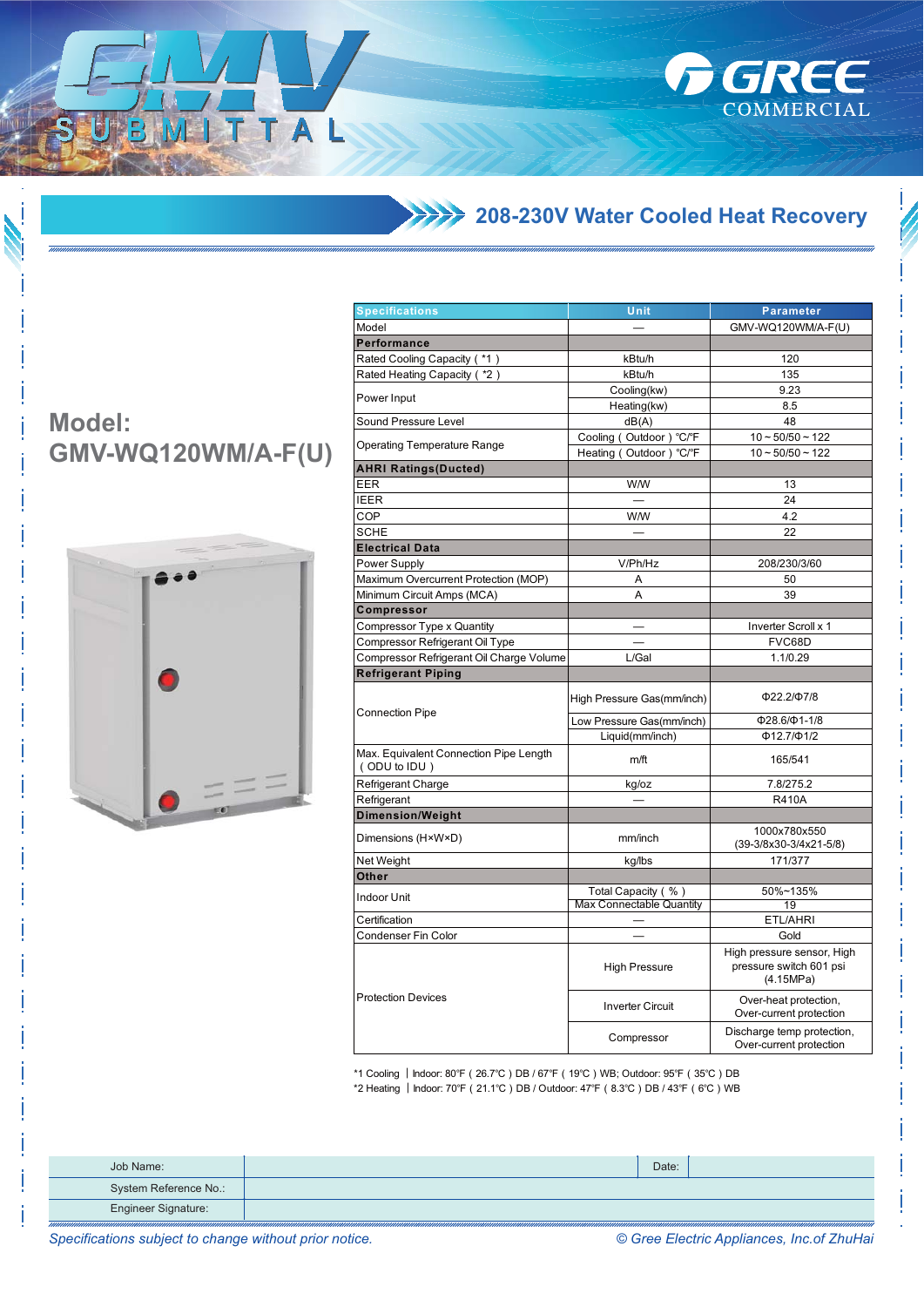# GMV SUBMITTAL

GREE COMMERCIAL

## 208-230V Water Cooled Heat Recovery

## Model: GMV-WQ120WM/A-F(U)

| Specifications | Unit | Parameter |
|---|---|---|
| Model | — | GMV-WQ120WM/A-F(U) |
| **Performance** | | |
| Rated Cooling Capacity ( *1 ) | kBtu/h | 120 |
| Rated Heating Capacity ( *2 ) | kBtu/h | 135 |
| Power Input | Cooling(kw) | 9.23 |
| | Heating(kw) | 8.5 |
| Sound Pressure Level | dB(A) | 48 |
| Operating Temperature Range | Cooling ( Outdoor ) °C/°F | 10 ~ 50/50 ~ 122 |
| | Heating ( Outdoor ) °C/°F | 10 ~ 50/50 ~ 122 |
| **AHRI Ratings(Ducted)** | | |
| EER | W/W | 13 |
| IEER | — | 24 |
| COP | W/W | 4.2 |
| SCHE | — | 22 |
| **Electrical Data** | | |
| Power Supply | V/Ph/Hz | 208/230/3/60 |
| Maximum Overcurrent Protection (MOP) | A | 50 |
| Minimum Circuit Amps (MCA) | A | 39 |
| **Compressor** | | |
| Compressor Type x Quantity | — | Inverter Scroll x 1 |
| Compressor Refrigerant Oil Type | — | FVC68D |
| Compressor Refrigerant Oil Charge Volume | L/Gal | 1.1/0.29 |
| **Refrigerant Piping** | | |
| Connection Pipe | High Pressure Gas(mm/inch) | Φ22.2/Φ7/8 |
| | Low Pressure Gas(mm/inch) | Φ28.6/Φ1-1/8 |
| | Liquid(mm/inch) | Φ12.7/Φ1/2 |
| Max. Equivalent Connection Pipe Length ( ODU to IDU ) | m/ft | 165/541 |
| Refrigerant Charge | kg/oz | 7.8/275.2 |
| Refrigerant | — | R410A |
| **Dimension/Weight** | | |
| Dimensions (H×W×D) | mm/inch | 1000x780x550 (39-3/8x30-3/4x21-5/8) |
| Net Weight | kg/lbs | 171/377 |
| **Other** | | |
| Indoor Unit | Total Capacity ( % ) | 50%~135% |
| | Max Connectable Quantity | 19 |
| Certification | — | ETL/AHRI |
| Condenser Fin Color | — | Gold |
| Protection Devices | High Pressure | High pressure sensor, High pressure switch 601 psi (4.15MPa) |
| | Inverter Circuit | Over-heat protection, Over-current protection |
| | Compressor | Discharge temp protection, Over-current protection |

*1 Cooling | Indoor: 80°F ( 26.7°C ) DB / 67°F ( 19°C ) WB; Outdoor: 95°F ( 35°C ) DB

*2 Heating | Indoor: 70°F ( 21.1°C ) DB / Outdoor: 47°F ( 8.3°C ) DB / 43°F ( 6°C ) WB

| Job Name: | | Date: | |
|---|---|---|---|
| System Reference No.: | | | |
| Engineer Signature: | | | |

*Specifications subject to change without prior notice.* *© Gree Electric Appliances, Inc.of ZhuHai*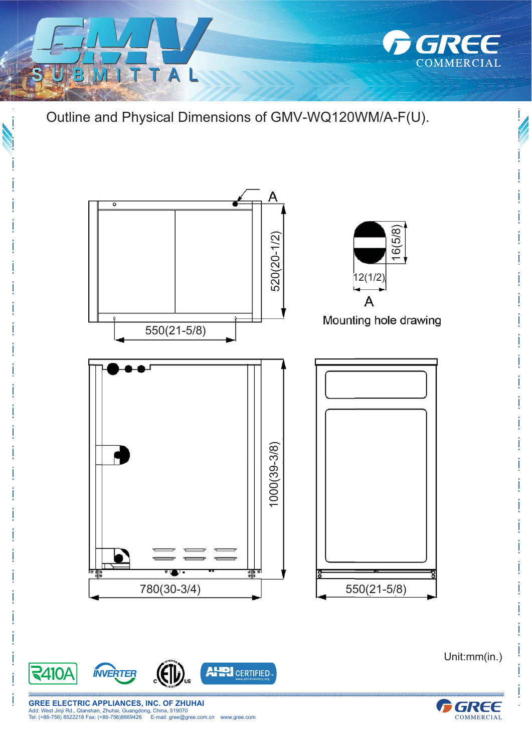Outline and Physical Dimensions of GMV-WQ120WM/A-F(U).

A

520(20-1/2)

550(21-5/8)

16(5/8)

12(1/2)

A

Mounting hole drawing

1000(39-3/8)

780(30-3/4)

550(21-5/8)

Unit:mm(in.)

**GREE ELECTRIC APPLIANCES, INC. OF ZHUHAI**
Add: West Jinji Rd., Qianshan, Zhuhai, Guangdong, China, 519070
Tel: (+86-756) 8522218 Fax: (+86-756)8669426 E-mail: gree@gree.com.cn www.gree.com